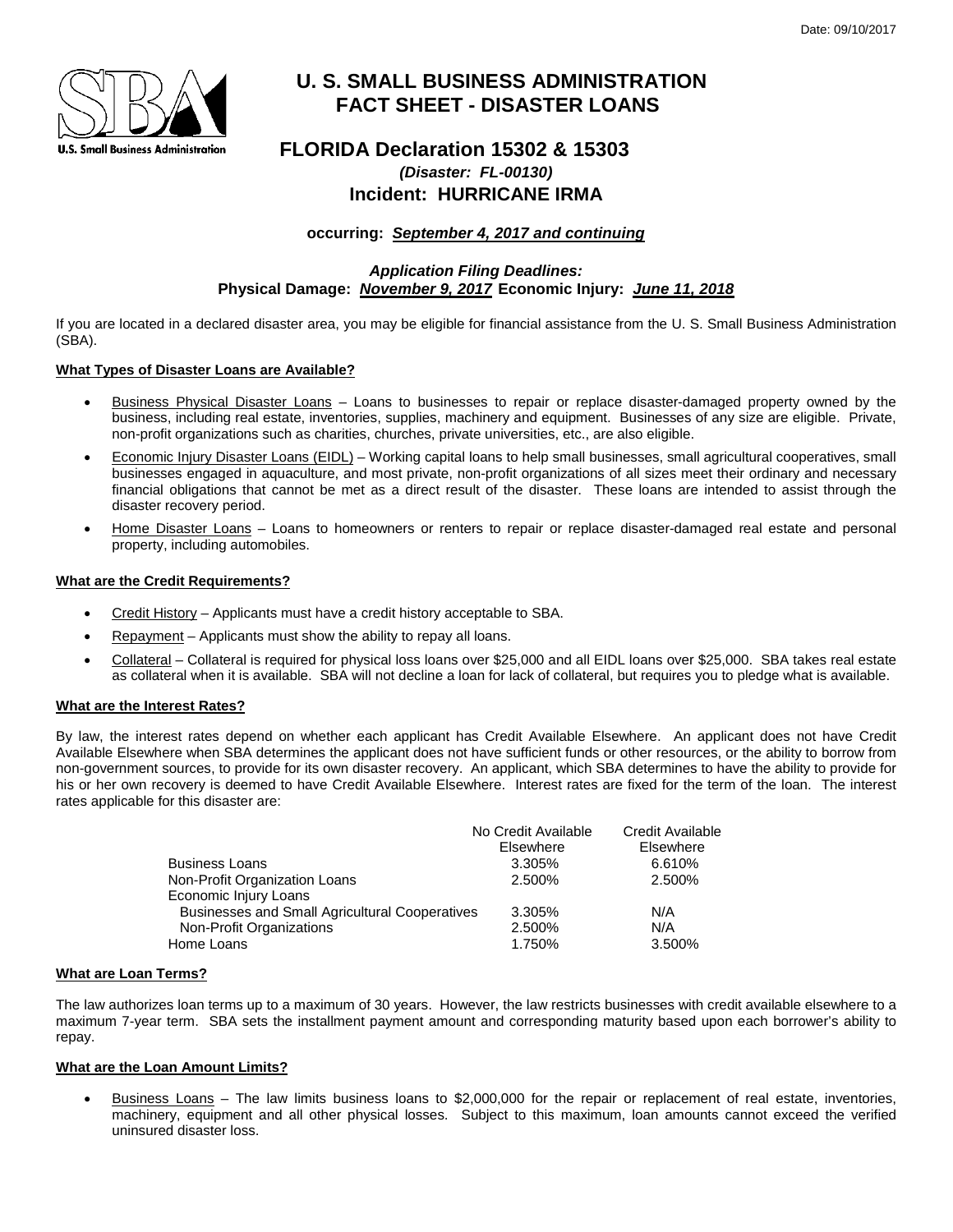Date: 09/10/2017

# U. S. SMALL BUSINESS ADMINISTRATION
# FACT SHEET - DISASTER LOANS

## FLORIDA Declaration 15302 & 15303

***(Disaster: FL-00130)***

## Incident: HURRICANE IRMA

**occurring: *September 4, 2017 and continuing***

***Application Filing Deadlines:***

**Physical Damage: *November 9, 2017* Economic Injury: *June 11, 2018***

If you are located in a declared disaster area, you may be eligible for financial assistance from the U. S. Small Business Administration (SBA).

**What Types of Disaster Loans are Available?**

- Business Physical Disaster Loans – Loans to businesses to repair or replace disaster-damaged property owned by the business, including real estate, inventories, supplies, machinery and equipment. Businesses of any size are eligible. Private, non-profit organizations such as charities, churches, private universities, etc., are also eligible.
- Economic Injury Disaster Loans (EIDL) – Working capital loans to help small businesses, small agricultural cooperatives, small businesses engaged in aquaculture, and most private, non-profit organizations of all sizes meet their ordinary and necessary financial obligations that cannot be met as a direct result of the disaster. These loans are intended to assist through the disaster recovery period.
- Home Disaster Loans – Loans to homeowners or renters to repair or replace disaster-damaged real estate and personal property, including automobiles.

**What are the Credit Requirements?**

- Credit History – Applicants must have a credit history acceptable to SBA.
- Repayment – Applicants must show the ability to repay all loans.
- Collateral – Collateral is required for physical loss loans over $25,000 and all EIDL loans over $25,000. SBA takes real estate as collateral when it is available. SBA will not decline a loan for lack of collateral, but requires you to pledge what is available.

**What are the Interest Rates?**

By law, the interest rates depend on whether each applicant has Credit Available Elsewhere. An applicant does not have Credit Available Elsewhere when SBA determines the applicant does not have sufficient funds or other resources, or the ability to borrow from non-government sources, to provide for its own disaster recovery. An applicant, which SBA determines to have the ability to provide for his or her own recovery is deemed to have Credit Available Elsewhere. Interest rates are fixed for the term of the loan. The interest rates applicable for this disaster are:

| | No Credit Available Elsewhere | Credit Available Elsewhere |
|---|---|---|
| Business Loans | 3.305% | 6.610% |
| Non-Profit Organization Loans | 2.500% | 2.500% |
| Economic Injury Loans | | |
| Businesses and Small Agricultural Cooperatives | 3.305% | N/A |
| Non-Profit Organizations | 2.500% | N/A |
| Home Loans | 1.750% | 3.500% |

**What are Loan Terms?**

The law authorizes loan terms up to a maximum of 30 years. However, the law restricts businesses with credit available elsewhere to a maximum 7-year term. SBA sets the installment payment amount and corresponding maturity based upon each borrower's ability to repay.

**What are the Loan Amount Limits?**

- Business Loans – The law limits business loans to $2,000,000 for the repair or replacement of real estate, inventories, machinery, equipment and all other physical losses. Subject to this maximum, loan amounts cannot exceed the verified uninsured disaster loss.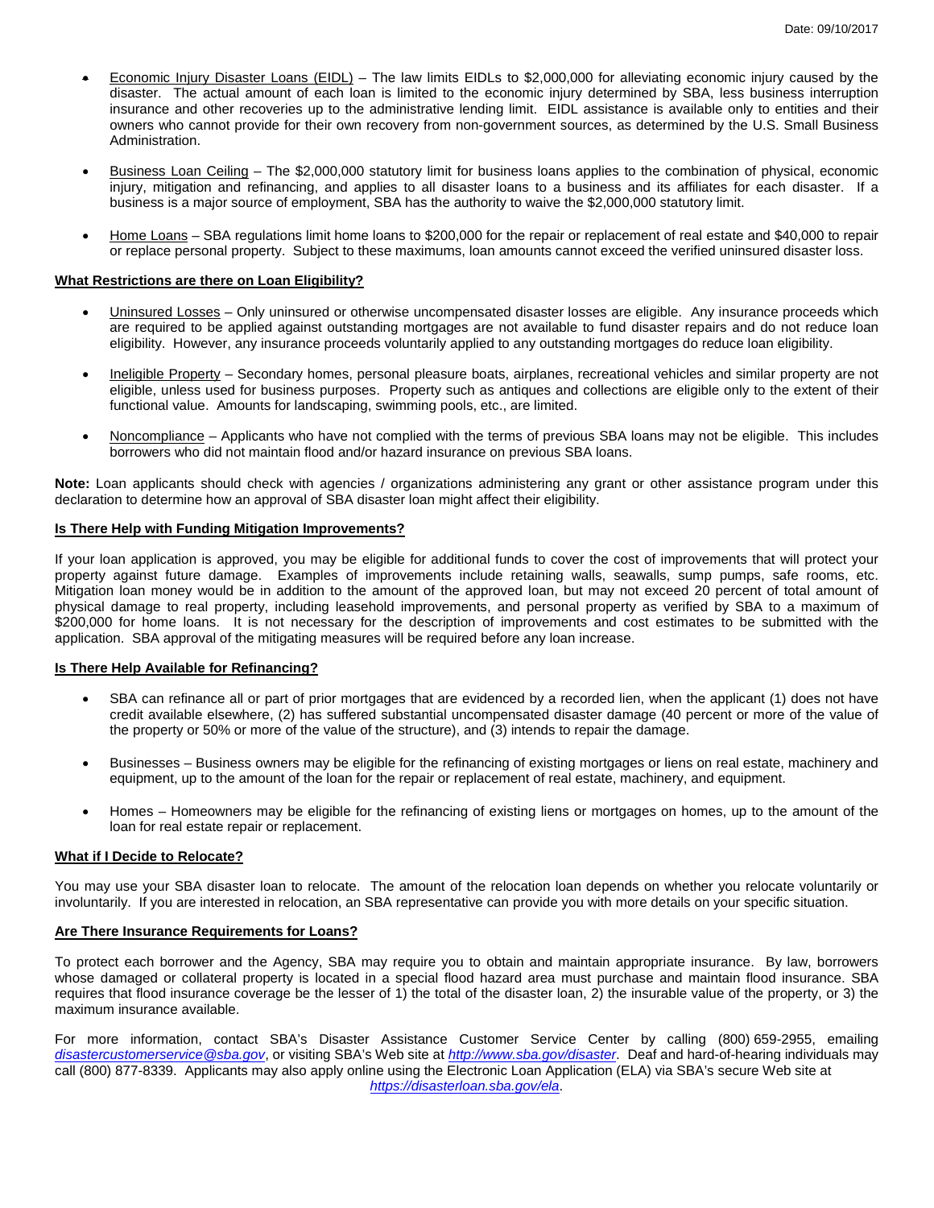- Economic Injury Disaster Loans (EIDL) – The law limits EIDLs to $2,000,000 for alleviating economic injury caused by the disaster. The actual amount of each loan is limited to the economic injury determined by SBA, less business interruption insurance and other recoveries up to the administrative lending limit. EIDL assistance is available only to entities and their owners who cannot provide for their own recovery from non-government sources, as determined by the U.S. Small Business Administration.

- Business Loan Ceiling – The $2,000,000 statutory limit for business loans applies to the combination of physical, economic injury, mitigation and refinancing, and applies to all disaster loans to a business and its affiliates for each disaster. If a business is a major source of employment, SBA has the authority to waive the $2,000,000 statutory limit.

- Home Loans – SBA regulations limit home loans to $200,000 for the repair or replacement of real estate and $40,000 to repair or replace personal property. Subject to these maximums, loan amounts cannot exceed the verified uninsured disaster loss.

**What Restrictions are there on Loan Eligibility?**

- Uninsured Losses – Only uninsured or otherwise uncompensated disaster losses are eligible. Any insurance proceeds which are required to be applied against outstanding mortgages are not available to fund disaster repairs and do not reduce loan eligibility. However, any insurance proceeds voluntarily applied to any outstanding mortgages do reduce loan eligibility.

- Ineligible Property – Secondary homes, personal pleasure boats, airplanes, recreational vehicles and similar property are not eligible, unless used for business purposes. Property such as antiques and collections are eligible only to the extent of their functional value. Amounts for landscaping, swimming pools, etc., are limited.

- Noncompliance – Applicants who have not complied with the terms of previous SBA loans may not be eligible. This includes borrowers who did not maintain flood and/or hazard insurance on previous SBA loans.

**Note:** Loan applicants should check with agencies / organizations administering any grant or other assistance program under this declaration to determine how an approval of SBA disaster loan might affect their eligibility.

**Is There Help with Funding Mitigation Improvements?**

If your loan application is approved, you may be eligible for additional funds to cover the cost of improvements that will protect your property against future damage. Examples of improvements include retaining walls, seawalls, sump pumps, safe rooms, etc. Mitigation loan money would be in addition to the amount of the approved loan, but may not exceed 20 percent of total amount of physical damage to real property, including leasehold improvements, and personal property as verified by SBA to a maximum of $200,000 for home loans. It is not necessary for the description of improvements and cost estimates to be submitted with the application. SBA approval of the mitigating measures will be required before any loan increase.

**Is There Help Available for Refinancing?**

- SBA can refinance all or part of prior mortgages that are evidenced by a recorded lien, when the applicant (1) does not have credit available elsewhere, (2) has suffered substantial uncompensated disaster damage (40 percent or more of the value of the property or 50% or more of the value of the structure), and (3) intends to repair the damage.

- Businesses – Business owners may be eligible for the refinancing of existing mortgages or liens on real estate, machinery and equipment, up to the amount of the loan for the repair or replacement of real estate, machinery, and equipment.

- Homes – Homeowners may be eligible for the refinancing of existing liens or mortgages on homes, up to the amount of the loan for real estate repair or replacement.

**What if I Decide to Relocate?**

You may use your SBA disaster loan to relocate. The amount of the relocation loan depends on whether you relocate voluntarily or involuntarily. If you are interested in relocation, an SBA representative can provide you with more details on your specific situation.

**Are There Insurance Requirements for Loans?**

To protect each borrower and the Agency, SBA may require you to obtain and maintain appropriate insurance. By law, borrowers whose damaged or collateral property is located in a special flood hazard area must purchase and maintain flood insurance. SBA requires that flood insurance coverage be the lesser of 1) the total of the disaster loan, 2) the insurable value of the property, or 3) the maximum insurance available.

For more information, contact SBA's Disaster Assistance Customer Service Center by calling (800) 659-2955, emailing *disastercustomerservice@sba.gov*, or visiting SBA's Web site at *http://www.sba.gov/disaster*. Deaf and hard-of-hearing individuals may call (800) 877-8339. Applicants may also apply online using the Electronic Loan Application (ELA) via SBA's secure Web site at *https://disasterloan.sba.gov/ela*.